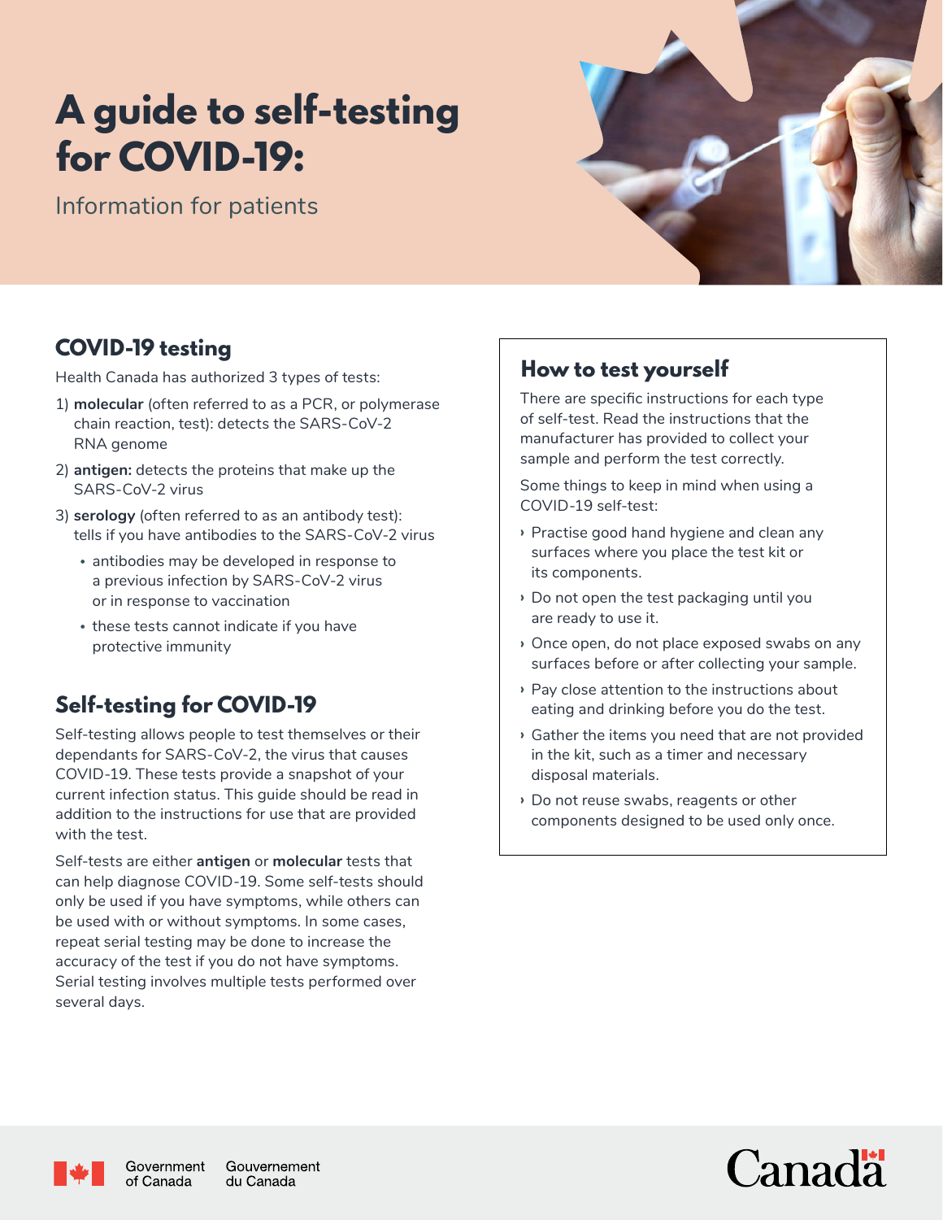# A guide to self-testing for COVID-19:

Information for patients

## COVID-19 testing

Health Canada has authorized 3 types of tests:

1) **molecular** (often referred to as a PCR, or polymerase chain reaction, test): detects the SARS-CoV-2 RNA genome
2) **antigen:** detects the proteins that make up the SARS-CoV-2 virus
3) **serology** (often referred to as an antibody test): tells if you have antibodies to the SARS-CoV-2 virus
   - antibodies may be developed in response to a previous infection by SARS-CoV-2 virus or in response to vaccination
   - these tests cannot indicate if you have protective immunity

## Self-testing for COVID-19

Self-testing allows people to test themselves or their dependants for SARS-CoV-2, the virus that causes COVID-19. These tests provide a snapshot of your current infection status. This guide should be read in addition to the instructions for use that are provided with the test.

Self-tests are either **antigen** or **molecular** tests that can help diagnose COVID-19. Some self-tests should only be used if you have symptoms, while others can be used with or without symptoms. In some cases, repeat serial testing may be done to increase the accuracy of the test if you do not have symptoms. Serial testing involves multiple tests performed over several days.

## How to test yourself

There are specific instructions for each type of self-test. Read the instructions that the manufacturer has provided to collect your sample and perform the test correctly.

Some things to keep in mind when using a COVID-19 self-test:

- Practise good hand hygiene and clean any surfaces where you place the test kit or its components.
- Do not open the test packaging until you are ready to use it.
- Once open, do not place exposed swabs on any surfaces before or after collecting your sample.
- Pay close attention to the instructions about eating and drinking before you do the test.
- Gather the items you need that are not provided in the kit, such as a timer and necessary disposal materials.
- Do not reuse swabs, reagents or other components designed to be used only once.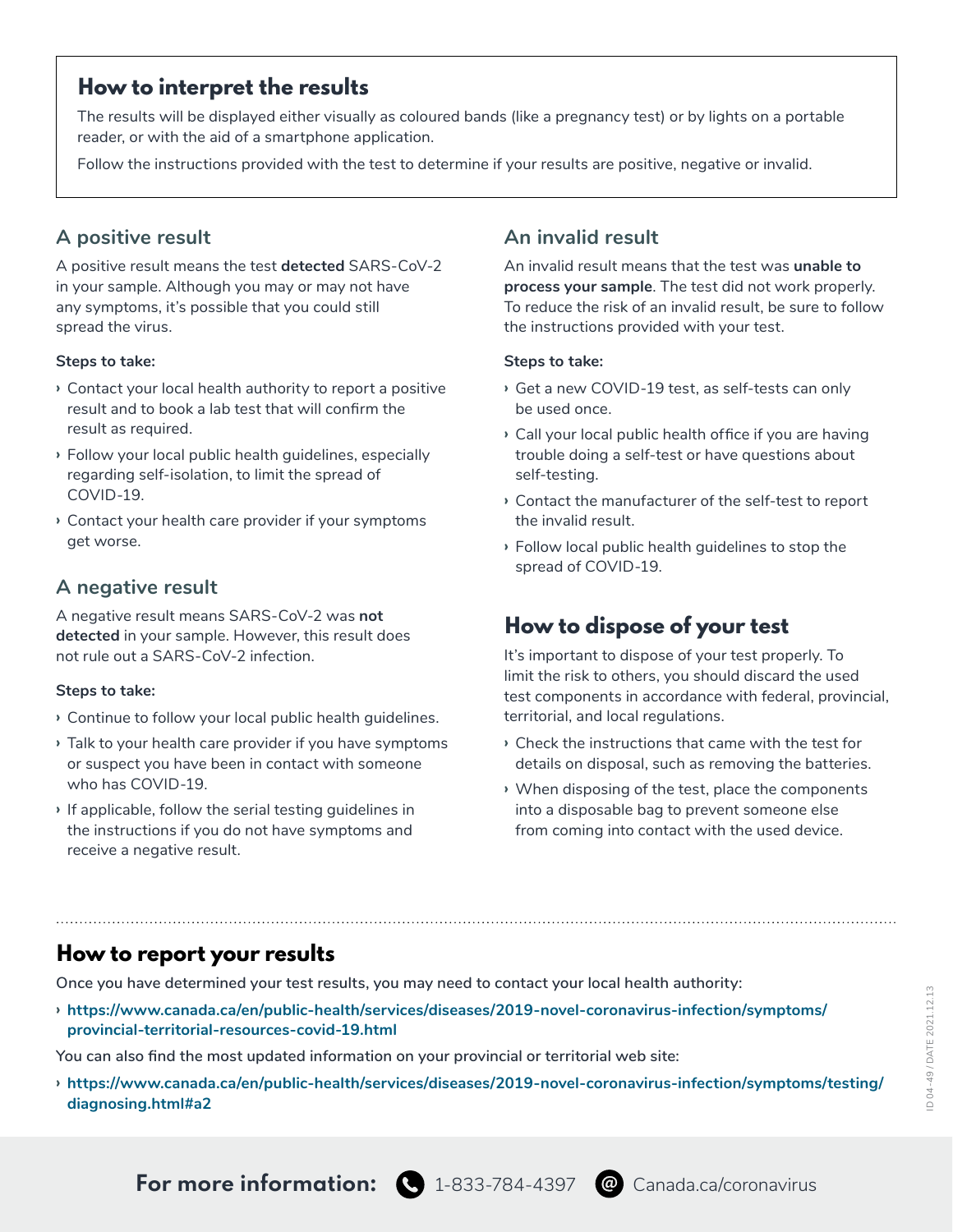## How to interpret the results

The results will be displayed either visually as coloured bands (like a pregnancy test) or by lights on a portable reader, or with the aid of a smartphone application.

Follow the instructions provided with the test to determine if your results are positive, negative or invalid.

### A positive result

A positive result means the test **detected** SARS-CoV-2 in your sample. Although you may or may not have any symptoms, it's possible that you could still spread the virus.

**Steps to take:**

- Contact your local health authority to report a positive result and to book a lab test that will confirm the result as required.
- Follow your local public health guidelines, especially regarding self-isolation, to limit the spread of COVID-19.
- Contact your health care provider if your symptoms get worse.

### A negative result

A negative result means SARS-CoV-2 was **not detected** in your sample. However, this result does not rule out a SARS-CoV-2 infection.

**Steps to take:**

- Continue to follow your local public health guidelines.
- Talk to your health care provider if you have symptoms or suspect you have been in contact with someone who has COVID-19.
- If applicable, follow the serial testing guidelines in the instructions if you do not have symptoms and receive a negative result.

### An invalid result

An invalid result means that the test was **unable to process your sample**. The test did not work properly. To reduce the risk of an invalid result, be sure to follow the instructions provided with your test.

**Steps to take:**

- Get a new COVID-19 test, as self-tests can only be used once.
- Call your local public health office if you are having trouble doing a self-test or have questions about self-testing.
- Contact the manufacturer of the self-test to report the invalid result.
- Follow local public health guidelines to stop the spread of COVID-19.

## How to dispose of your test

It's important to dispose of your test properly. To limit the risk to others, you should discard the used test components in accordance with federal, provincial, territorial, and local regulations.

- Check the instructions that came with the test for details on disposal, such as removing the batteries.
- When disposing of the test, place the components into a disposable bag to prevent someone else from coming into contact with the used device.

## How to report your results

Once you have determined your test results, you may need to contact your local health authority:

- **https://www.canada.ca/en/public-health/services/diseases/2019-novel-coronavirus-infection/symptoms/provincial-territorial-resources-covid-19.html**

You can also find the most updated information on your provincial or territorial web site:

- **https://www.canada.ca/en/public-health/services/diseases/2019-novel-coronavirus-infection/symptoms/testing/diagnosing.html#a2**

ID 04-49 / DATE 2021.12.13

**For more information:** 1-833-784-4397 Canada.ca/coronavirus